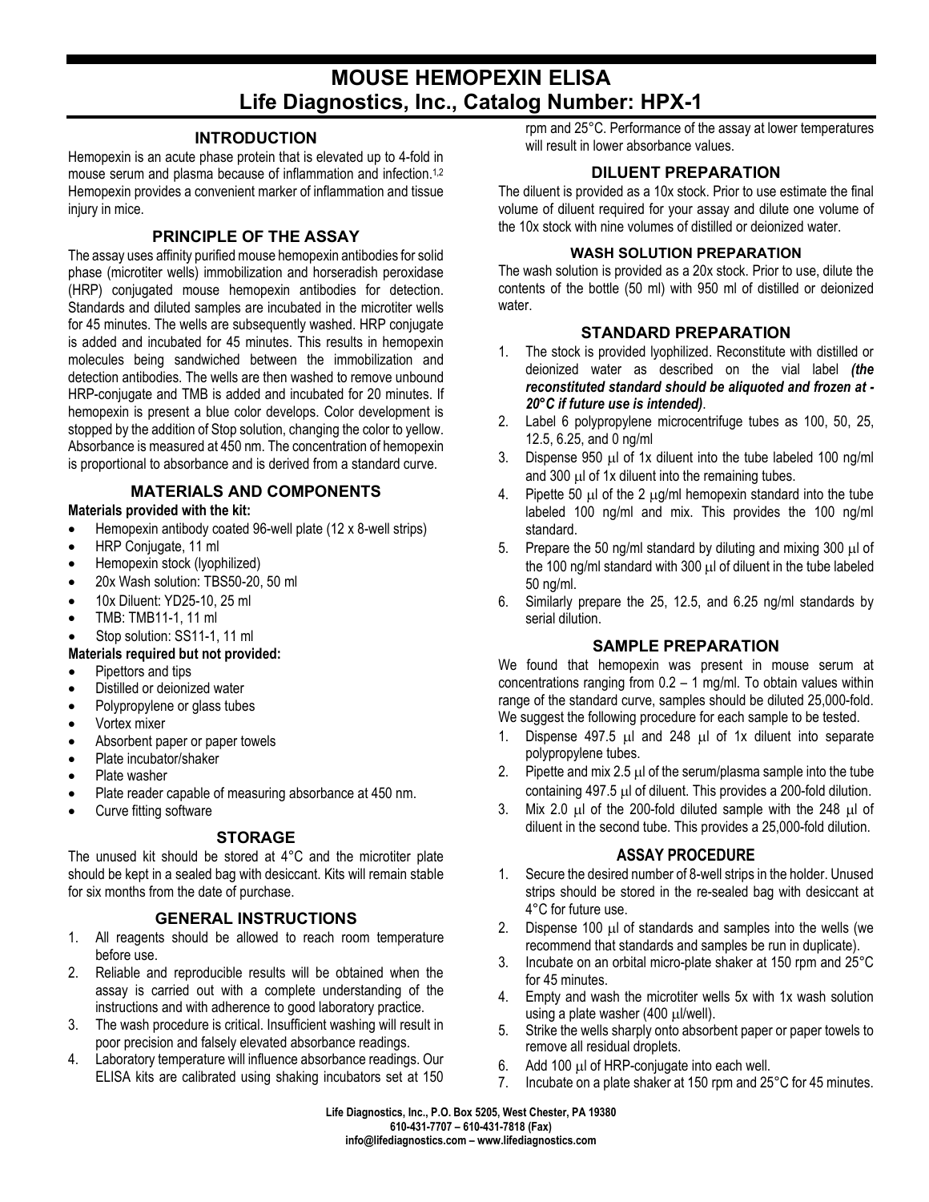# MOUSE HEMOPEXIN ELISA
# Life Diagnostics, Inc., Catalog Number: HPX-1

## INTRODUCTION

Hemopexin is an acute phase protein that is elevated up to 4-fold in mouse serum and plasma because of inflammation and infection.[1,2] Hemopexin provides a convenient marker of inflammation and tissue injury in mice.

## PRINCIPLE OF THE ASSAY

The assay uses affinity purified mouse hemopexin antibodies for solid phase (microtiter wells) immobilization and horseradish peroxidase (HRP) conjugated mouse hemopexin antibodies for detection. Standards and diluted samples are incubated in the microtiter wells for 45 minutes. The wells are subsequently washed. HRP conjugate is added and incubated for 45 minutes. This results in hemopexin molecules being sandwiched between the immobilization and detection antibodies. The wells are then washed to remove unbound HRP-conjugate and TMB is added and incubated for 20 minutes. If hemopexin is present a blue color develops. Color development is stopped by the addition of Stop solution, changing the color to yellow. Absorbance is measured at 450 nm. The concentration of hemopexin is proportional to absorbance and is derived from a standard curve.

## MATERIALS AND COMPONENTS

**Materials provided with the kit:**

- Hemopexin antibody coated 96-well plate (12 x 8-well strips)
- HRP Conjugate, 11 ml
- Hemopexin stock (lyophilized)
- 20x Wash solution: TBS50-20, 50 ml
- 10x Diluent: YD25-10, 25 ml
- TMB: TMB11-1, 11 ml
- Stop solution: SS11-1, 11 ml

**Materials required but not provided:**

- Pipettors and tips
- Distilled or deionized water
- Polypropylene or glass tubes
- Vortex mixer
- Absorbent paper or paper towels
- Plate incubator/shaker
- Plate washer
- Plate reader capable of measuring absorbance at 450 nm.
- Curve fitting software

## STORAGE

The unused kit should be stored at 4°C and the microtiter plate should be kept in a sealed bag with desiccant. Kits will remain stable for six months from the date of purchase.

## GENERAL INSTRUCTIONS

1. All reagents should be allowed to reach room temperature before use.
2. Reliable and reproducible results will be obtained when the assay is carried out with a complete understanding of the instructions and with adherence to good laboratory practice.
3. The wash procedure is critical. Insufficient washing will result in poor precision and falsely elevated absorbance readings.
4. Laboratory temperature will influence absorbance readings. Our ELISA kits are calibrated using shaking incubators set at 150 rpm and 25°C. Performance of the assay at lower temperatures will result in lower absorbance values.

## DILUENT PREPARATION

The diluent is provided as a 10x stock. Prior to use estimate the final volume of diluent required for your assay and dilute one volume of the 10x stock with nine volumes of distilled or deionized water.

### WASH SOLUTION PREPARATION

The wash solution is provided as a 20x stock. Prior to use, dilute the contents of the bottle (50 ml) with 950 ml of distilled or deionized water.

## STANDARD PREPARATION

1. The stock is provided lyophilized. Reconstitute with distilled or deionized water as described on the vial label ***(the reconstituted standard should be aliquoted and frozen at -20°C if future use is intended)***.
2. Label 6 polypropylene microcentrifuge tubes as 100, 50, 25, 12.5, 6.25, and 0 ng/ml
3. Dispense 950 μl of 1x diluent into the tube labeled 100 ng/ml and 300 μl of 1x diluent into the remaining tubes.
4. Pipette 50 μl of the 2 μg/ml hemopexin standard into the tube labeled 100 ng/ml and mix. This provides the 100 ng/ml standard.
5. Prepare the 50 ng/ml standard by diluting and mixing 300 μl of the 100 ng/ml standard with 300 μl of diluent in the tube labeled 50 ng/ml.
6. Similarly prepare the 25, 12.5, and 6.25 ng/ml standards by serial dilution.

## SAMPLE PREPARATION

We found that hemopexin was present in mouse serum at concentrations ranging from 0.2 – 1 mg/ml. To obtain values within range of the standard curve, samples should be diluted 25,000-fold. We suggest the following procedure for each sample to be tested.

1. Dispense 497.5 μl and 248 μl of 1x diluent into separate polypropylene tubes.
2. Pipette and mix 2.5 μl of the serum/plasma sample into the tube containing 497.5 μl of diluent. This provides a 200-fold dilution.
3. Mix 2.0 μl of the 200-fold diluted sample with the 248 μl of diluent in the second tube. This provides a 25,000-fold dilution.

## ASSAY PROCEDURE

1. Secure the desired number of 8-well strips in the holder. Unused strips should be stored in the re-sealed bag with desiccant at 4°C for future use.
2. Dispense 100 μl of standards and samples into the wells (we recommend that standards and samples be run in duplicate).
3. Incubate on an orbital micro-plate shaker at 150 rpm and 25°C for 45 minutes.
4. Empty and wash the microtiter wells 5x with 1x wash solution using a plate washer (400 μl/well).
5. Strike the wells sharply onto absorbent paper or paper towels to remove all residual droplets.
6. Add 100 μl of HRP-conjugate into each well.
7. Incubate on a plate shaker at 150 rpm and 25°C for 45 minutes.

Life Diagnostics, Inc., P.O. Box 5205, West Chester, PA 19380
610-431-7707 – 610-431-7818 (Fax)
info@lifediagnostics.com – www.lifediagnostics.com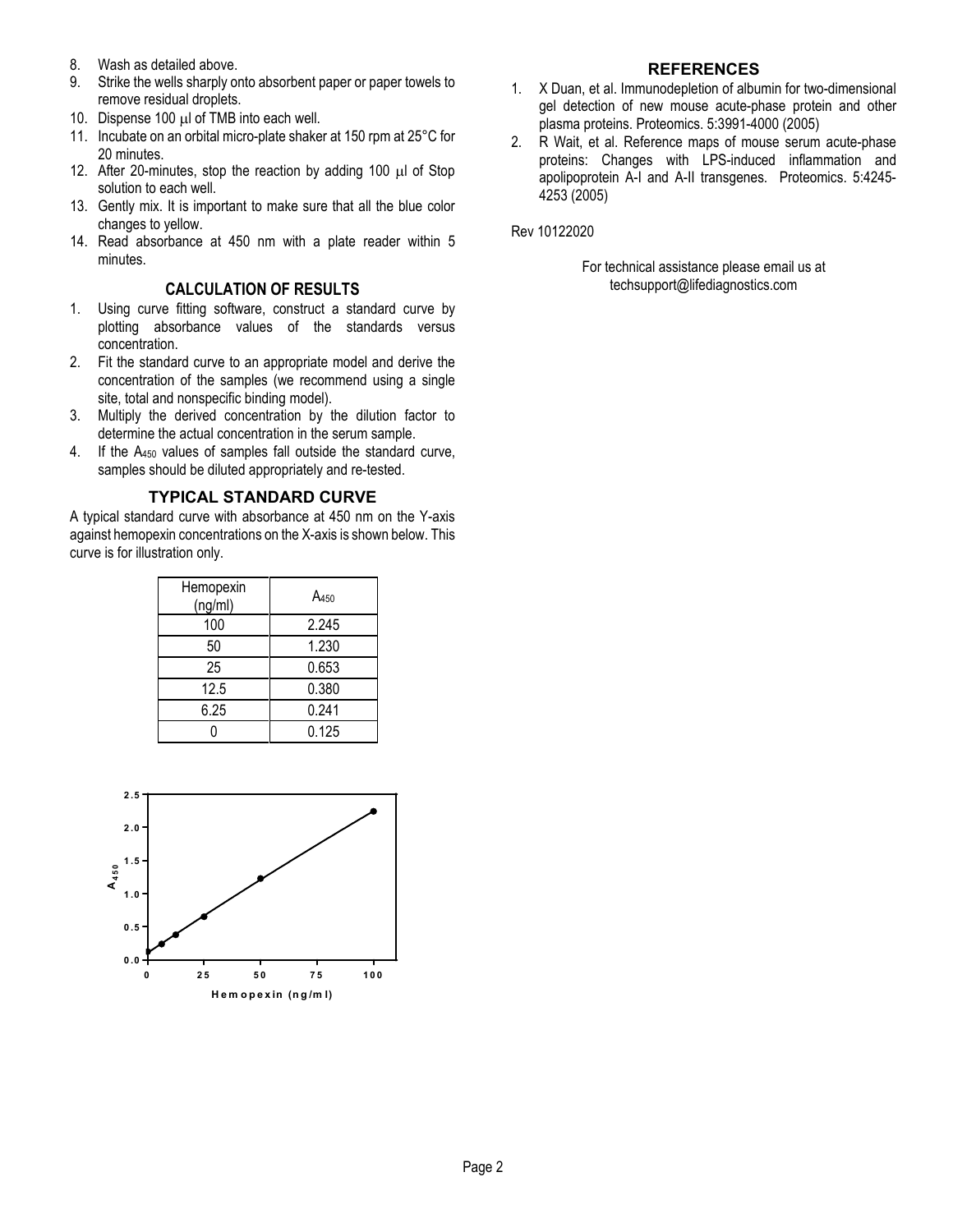8. Wash as detailed above.
9. Strike the wells sharply onto absorbent paper or paper towels to remove residual droplets.
10. Dispense 100 µl of TMB into each well.
11. Incubate on an orbital micro-plate shaker at 150 rpm at 25°C for 20 minutes.
12. After 20-minutes, stop the reaction by adding 100 µl of Stop solution to each well.
13. Gently mix. It is important to make sure that all the blue color changes to yellow.
14. Read absorbance at 450 nm with a plate reader within 5 minutes.

## CALCULATION OF RESULTS

1. Using curve fitting software, construct a standard curve by plotting absorbance values of the standards versus concentration.
2. Fit the standard curve to an appropriate model and derive the concentration of the samples (we recommend using a single site, total and nonspecific binding model).
3. Multiply the derived concentration by the dilution factor to determine the actual concentration in the serum sample.
4. If the $A_{450}$ values of samples fall outside the standard curve, samples should be diluted appropriately and re-tested.

## TYPICAL STANDARD CURVE

A typical standard curve with absorbance at 450 nm on the Y-axis against hemopexin concentrations on the X-axis is shown below. This curve is for illustration only.

| Hemopexin (ng/ml) | $A_{450}$ |
|---|---|
| 100 | 2.245 |
| 50 | 1.230 |
| 25 | 0.653 |
| 12.5 | 0.380 |
| 6.25 | 0.241 |
| 0 | 0.125 |

A450
2.5
2.0
1.5
1.0
0.5
0.0
0
25
50
75
100
Hemopexin (ng/ml)

## REFERENCES

1. X Duan, et al. Immunodepletion of albumin for two-dimensional gel detection of new mouse acute-phase protein and other plasma proteins. Proteomics. 5:3991-4000 (2005)
2. R Wait, et al. Reference maps of mouse serum acute-phase proteins: Changes with LPS-induced inflammation and apolipoprotein A-I and A-II transgenes. Proteomics. 5:4245-4253 (2005)

Rev 10122020

For technical assistance please email us at techsupport@lifediagnostics.com